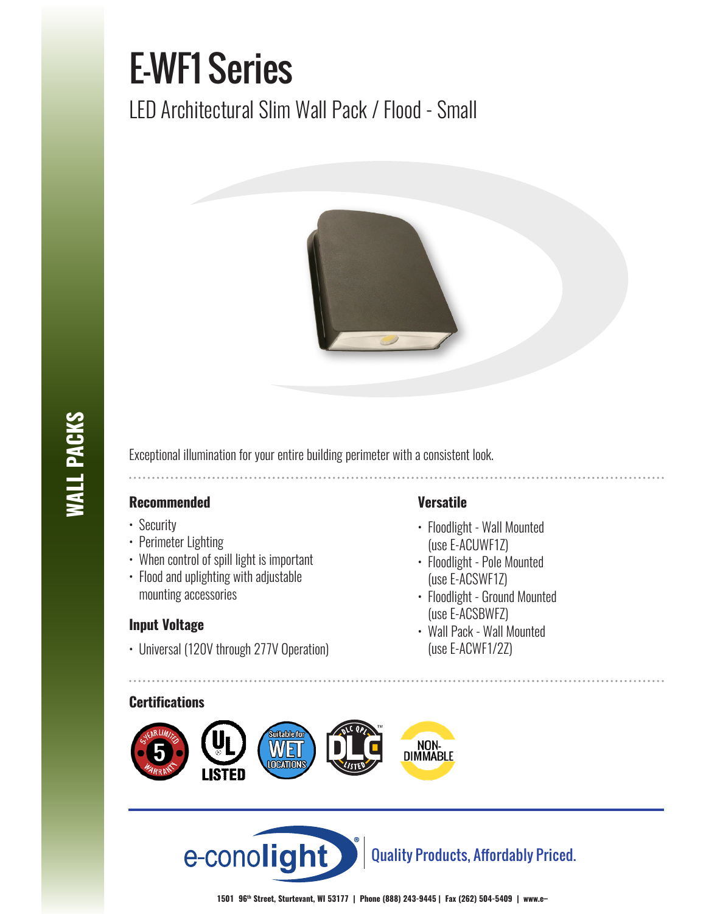# E-WF1 Series

## LED Architectural Slim Wall Pack / Flood - Small

WALL PACKS

Exceptional illumination for your entire building perimeter with a consistent look.

### Recommended

- Security
- Perimeter Lighting
- When control of spill light is important
- Flood and uplighting with adjustable mounting accessories

### Input Voltage

- Universal (120V through 277V Operation)

### Versatile

- Floodlight - Wall Mounted (use E-ACUWF1Z)
- Floodlight - Pole Mounted (use E-ACSWF1Z)
- Floodlight - Ground Mounted (use E-ACSBWFZ)
- Wall Pack - Wall Mounted (use E-ACWF1/2Z)

### Certifications

5-YEAR LIMITED WARRANTY | UL LISTED | Suitable for WET LOCATIONS | DLC QPL LISTED | NON-DIMMABLE

e-conolight® Quality Products, Affordably Priced.

1501 96th Street, Sturtevant, WI 53177 | Phone (888) 243-9445 | Fax (262) 504-5409 | www.e–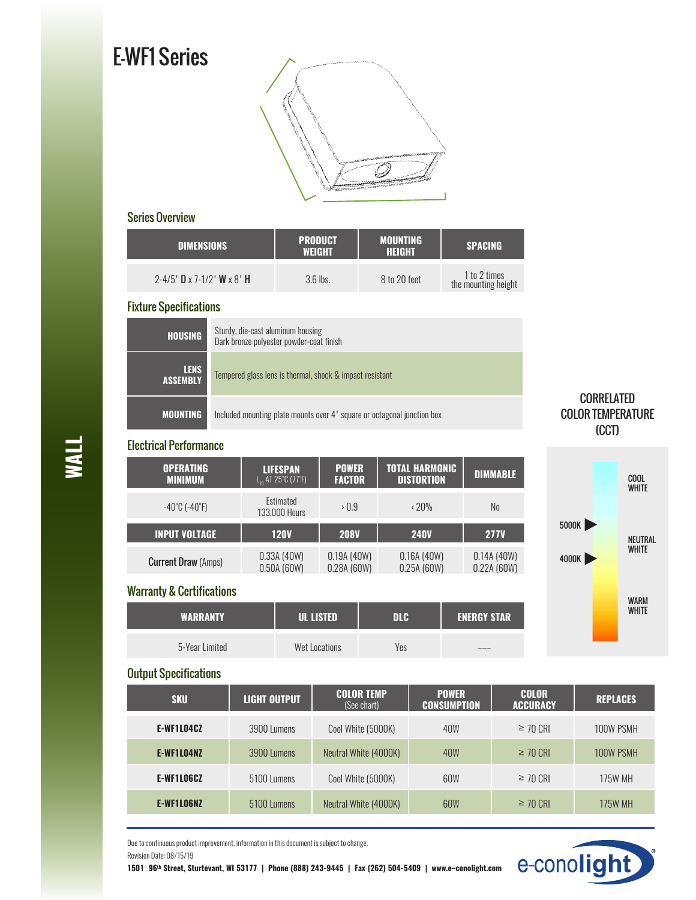# E-WF1 Series

WALL

## Series Overview

| DIMENSIONS | PRODUCT WEIGHT | MOUNTING HEIGHT | SPACING |
|---|---|---|---|
| 2-4/5' **D** x 7-1/2' **W** x 8' **H** | 3.6 lbs. | 8 to 20 feet | 1 to 2 times the mounting height |

## Fixture Specifications

| | |
|---|---|
| **HOUSING** | Sturdy, die-cast aluminum housing<br>Dark bronze polyester powder-coat finish |
| **LENS ASSEMBLY** | Tempered glass lens is thermal, shock & impact resistant |
| **MOUNTING** | Included mounting plate mounts over 4' square or octagonal junction box |

## Electrical Performance

| OPERATING MINIMUM | LIFESPAN $L_{70}$ AT 25°C (77°F) | POWER FACTOR | TOTAL HARMONIC DISTORTION | DIMMABLE |
|---|---|---|---|---|
| -40°C (-40°F) | Estimated 133,000 Hours | › 0.9 | ‹ 20% | No |
| **INPUT VOLTAGE** | **120V** | **208V** | **240V** | **277V** |
| **Current Draw** (Amps) | 0.33A (40W)<br>0.50A (60W) | 0.19A (40W)<br>0.28A (60W) | 0.16A (40W)<br>0.25A (60W) | 0.14A (40W)<br>0.22A (60W) |

## CORRELATED COLOR TEMPERATURE (CCT)

- COOL WHITE
- 5000K
- NEUTRAL WHITE
- 4000K
- WARM WHITE

## Warranty & Certifications

| WARRANTY | UL LISTED | DLC | ENERGY STAR |
|---|---|---|---|
| 5-Year Limited | Wet Locations | Yes | --- |

## Output Specifications

| SKU | LIGHT OUTPUT | COLOR TEMP (See chart) | POWER CONSUMPTION | COLOR ACCURACY | REPLACES |
|---|---|---|---|---|---|
| **E-WF1L04CZ** | 3900 Lumens | Cool White (5000K) | 40W | ≥ 70 CRI | 100W PSMH |
| **E-WF1L04NZ** | 3900 Lumens | Neutral White (4000K) | 40W | ≥ 70 CRI | 100W PSMH |
| **E-WF1L06CZ** | 5100 Lumens | Cool White (5000K) | 60W | ≥ 70 CRI | 175W MH |
| **E-WF1L06NZ** | 5100 Lumens | Neutral White (4000K) | 60W | ≥ 70 CRI | 175W MH |

Due to continuous product improvement, information in this document is subject to change.

Revision Date: 08/15/19

**1501 96th Street, Sturtevant, WI 53177 | Phone (888) 243-9445 | Fax (262) 504-5409 | www.e-conolight.com**

e-conolight®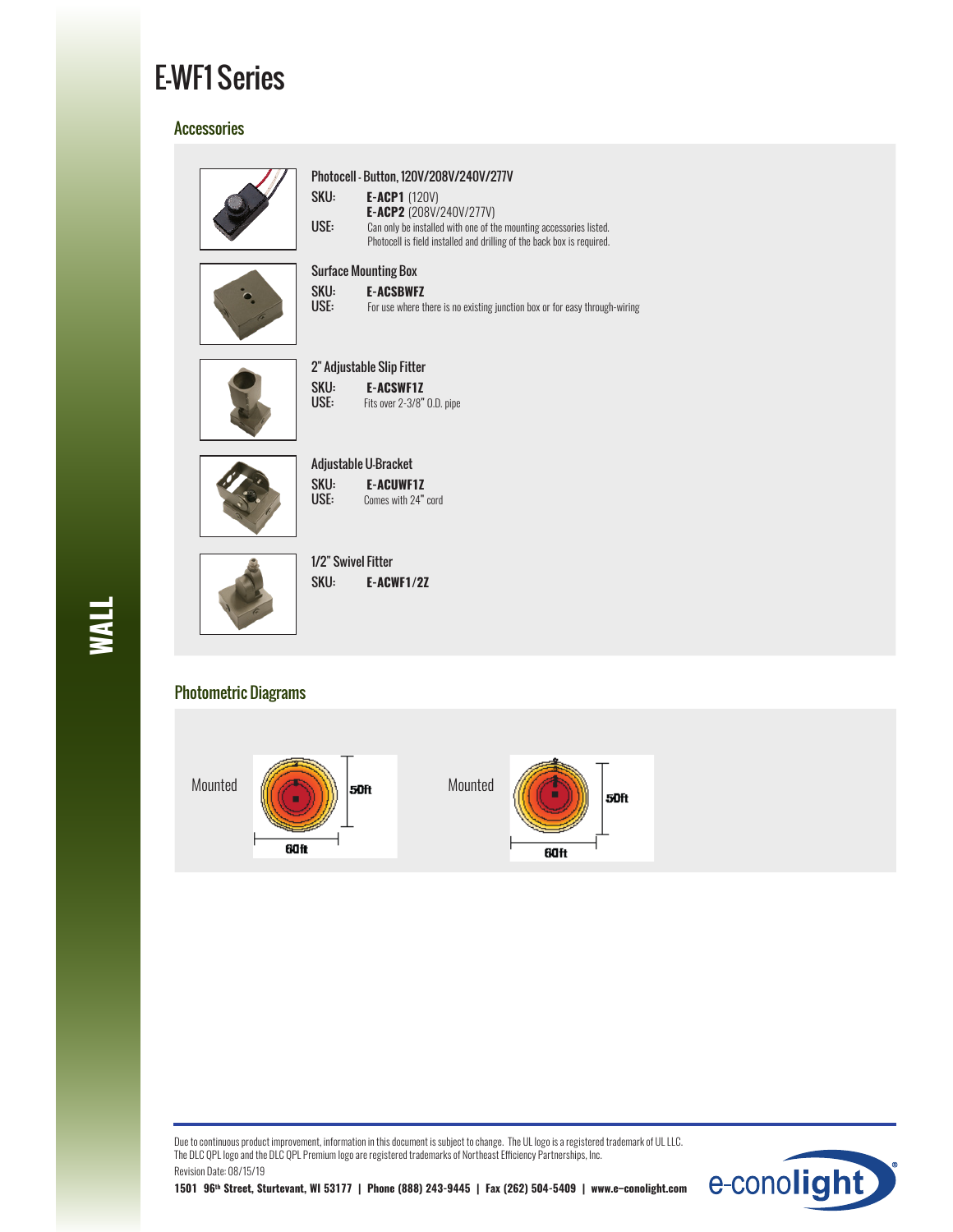# E-WF1 Series

## Accessories

### Photocell - Button, 120V/208V/240V/277V

SKU: **E-ACP1** (120V)
**E-ACP2** (208V/240V/277V)

USE: Can only be installed with one of the mounting accessories listed.
Photocell is field installed and drilling of the back box is required.

### Surface Mounting Box

SKU: **E-ACSBWFZ**

USE: For use where there is no existing junction box or for easy through-wiring

### 2" Adjustable Slip Fitter

SKU: **E-ACSWF1Z**

USE: Fits over 2-3/8" O.D. pipe

### Adjustable U-Bracket

SKU: **E-ACUWF1Z**

USE: Comes with 24" cord

### 1/2" Swivel Fitter

SKU: **E-ACWF1/2Z**

## Photometric Diagrams

Mounted

50ft

60ft

Mounted

50ft

60ft

WALL

Due to continuous product improvement, information in this document is subject to change. The UL logo is a registered trademark of UL LLC.
The DLC QPL logo and the DLC QPL Premium logo are registered trademarks of Northeast Efficiency Partnerships, Inc.
Revision Date: 08/15/19

**1501 96th Street, Sturtevant, WI 53177 | Phone (888) 243-9445 | Fax (262) 504-5409 | www.e-conolight.com**

e-conolight